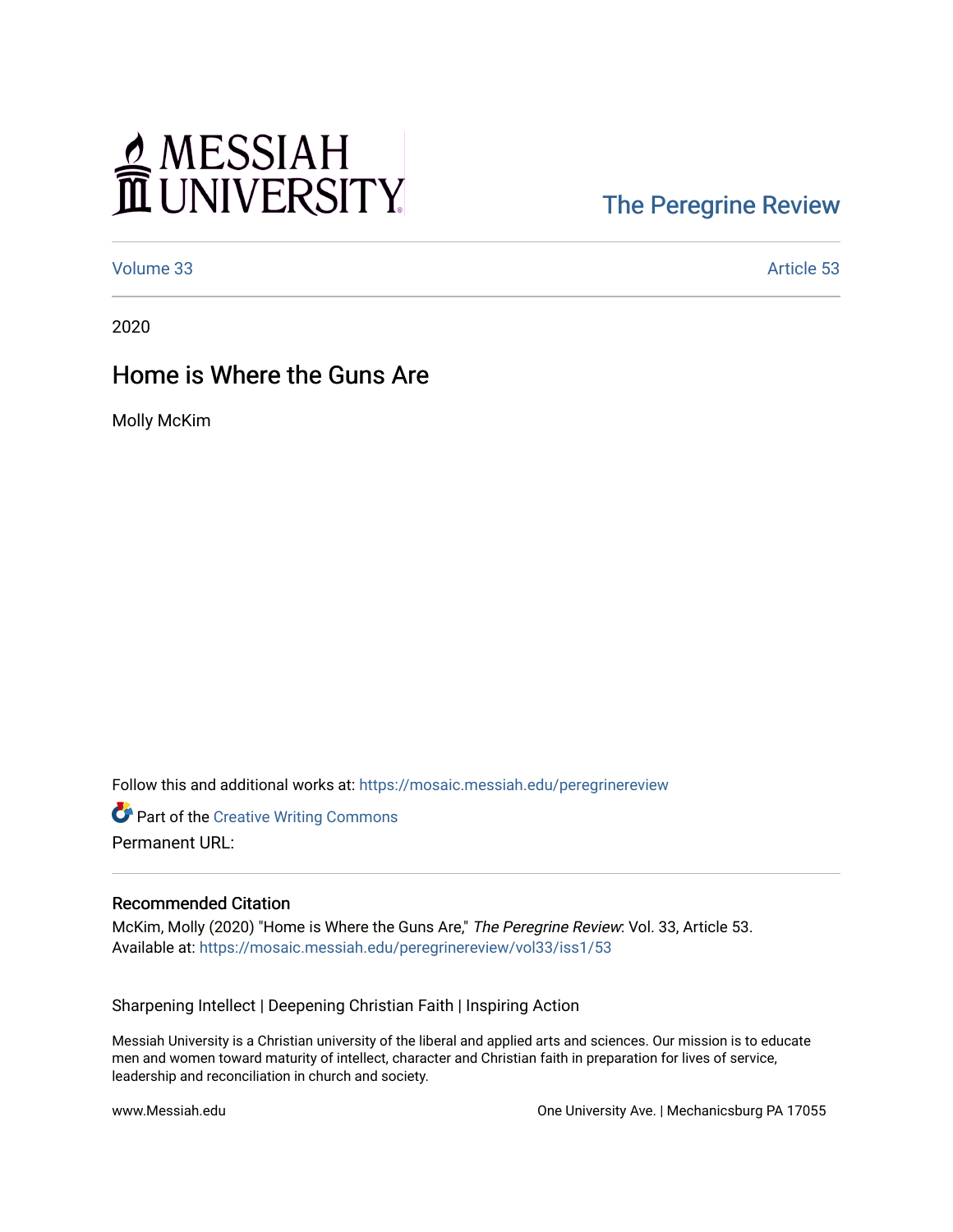# MESSIAH UNIVERSITY

The Peregrine Review

Volume 33 | Article 53

2020

## Home is Where the Guns Are

Molly McKim

Follow this and additional works at: https://mosaic.messiah.edu/peregrinereview

Part of the Creative Writing Commons

Permanent URL:

### Recommended Citation

McKim, Molly (2020) "Home is Where the Guns Are," *The Peregrine Review*: Vol. 33, Article 53.
Available at: https://mosaic.messiah.edu/peregrinereview/vol33/iss1/53

Sharpening Intellect | Deepening Christian Faith | Inspiring Action

Messiah University is a Christian university of the liberal and applied arts and sciences. Our mission is to educate men and women toward maturity of intellect, character and Christian faith in preparation for lives of service, leadership and reconciliation in church and society.

www.Messiah.edu

One University Ave. | Mechanicsburg PA 17055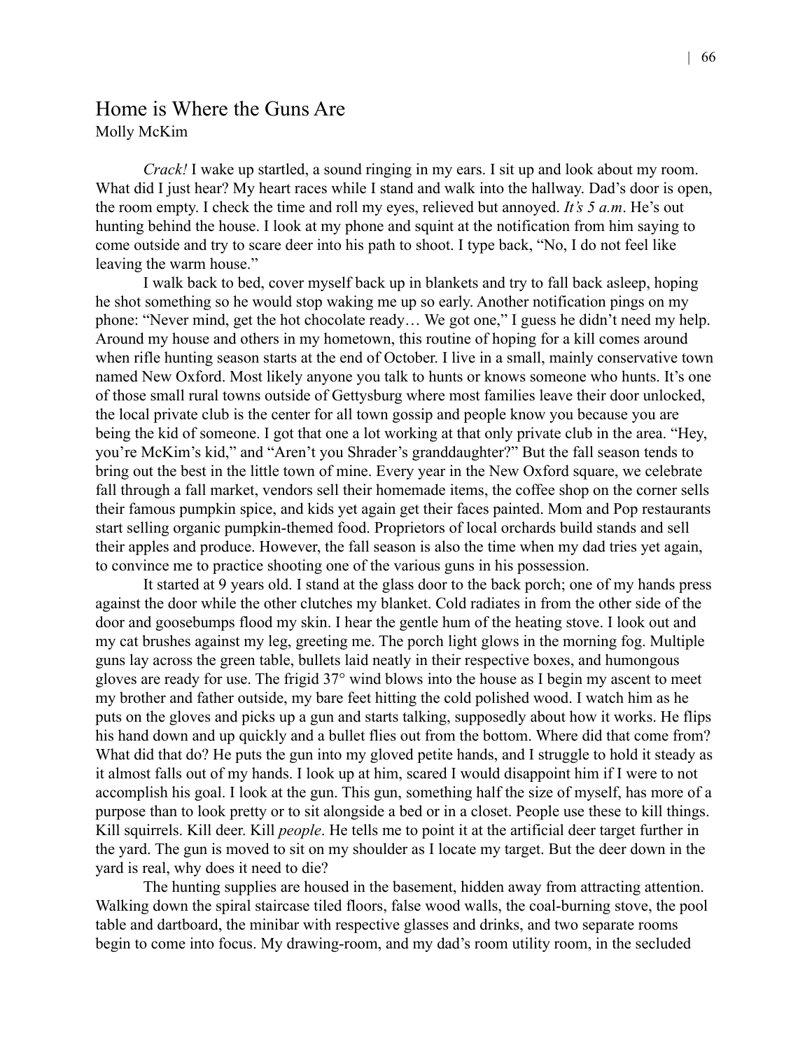# Home is Where the Guns Are

Molly McKim

*Crack!* I wake up startled, a sound ringing in my ears. I sit up and look about my room. What did I just hear? My heart races while I stand and walk into the hallway. Dad's door is open, the room empty. I check the time and roll my eyes, relieved but annoyed. *It's 5 a.m*. He's out hunting behind the house. I look at my phone and squint at the notification from him saying to come outside and try to scare deer into his path to shoot. I type back, "No, I do not feel like leaving the warm house."

I walk back to bed, cover myself back up in blankets and try to fall back asleep, hoping he shot something so he would stop waking me up so early. Another notification pings on my phone: "Never mind, get the hot chocolate ready… We got one," I guess he didn't need my help. Around my house and others in my hometown, this routine of hoping for a kill comes around when rifle hunting season starts at the end of October. I live in a small, mainly conservative town named New Oxford. Most likely anyone you talk to hunts or knows someone who hunts. It's one of those small rural towns outside of Gettysburg where most families leave their door unlocked, the local private club is the center for all town gossip and people know you because you are being the kid of someone. I got that one a lot working at that only private club in the area. "Hey, you're McKim's kid," and "Aren't you Shrader's granddaughter?" But the fall season tends to bring out the best in the little town of mine. Every year in the New Oxford square, we celebrate fall through a fall market, vendors sell their homemade items, the coffee shop on the corner sells their famous pumpkin spice, and kids yet again get their faces painted. Mom and Pop restaurants start selling organic pumpkin-themed food. Proprietors of local orchards build stands and sell their apples and produce. However, the fall season is also the time when my dad tries yet again, to convince me to practice shooting one of the various guns in his possession.

It started at 9 years old. I stand at the glass door to the back porch; one of my hands press against the door while the other clutches my blanket. Cold radiates in from the other side of the door and goosebumps flood my skin. I hear the gentle hum of the heating stove. I look out and my cat brushes against my leg, greeting me. The porch light glows in the morning fog. Multiple guns lay across the green table, bullets laid neatly in their respective boxes, and humongous gloves are ready for use. The frigid 37° wind blows into the house as I begin my ascent to meet my brother and father outside, my bare feet hitting the cold polished wood. I watch him as he puts on the gloves and picks up a gun and starts talking, supposedly about how it works. He flips his hand down and up quickly and a bullet flies out from the bottom. Where did that come from? What did that do? He puts the gun into my gloved petite hands, and I struggle to hold it steady as it almost falls out of my hands. I look up at him, scared I would disappoint him if I were to not accomplish his goal. I look at the gun. This gun, something half the size of myself, has more of a purpose than to look pretty or to sit alongside a bed or in a closet. People use these to kill things. Kill squirrels. Kill deer. Kill *people*. He tells me to point it at the artificial deer target further in the yard. The gun is moved to sit on my shoulder as I locate my target. But the deer down in the yard is real, why does it need to die?

The hunting supplies are housed in the basement, hidden away from attracting attention. Walking down the spiral staircase tiled floors, false wood walls, the coal-burning stove, the pool table and dartboard, the minibar with respective glasses and drinks, and two separate rooms begin to come into focus. My drawing-room, and my dad's room utility room, in the secluded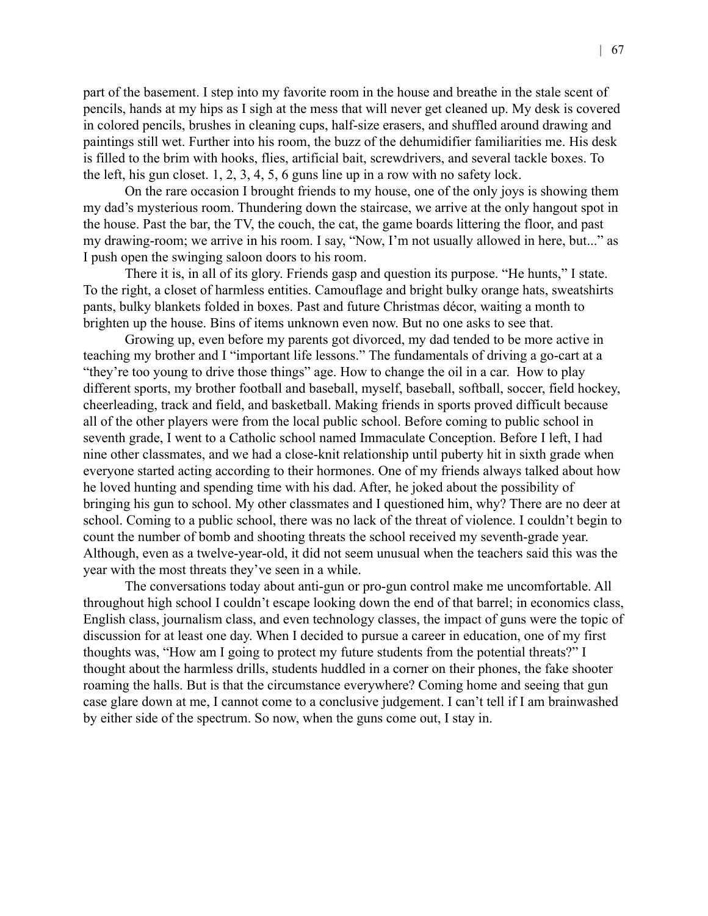part of the basement. I step into my favorite room in the house and breathe in the stale scent of pencils, hands at my hips as I sigh at the mess that will never get cleaned up. My desk is covered in colored pencils, brushes in cleaning cups, half-size erasers, and shuffled around drawing and paintings still wet. Further into his room, the buzz of the dehumidifier familiarities me. His desk is filled to the brim with hooks, flies, artificial bait, screwdrivers, and several tackle boxes. To the left, his gun closet. 1, 2, 3, 4, 5, 6 guns line up in a row with no safety lock.

On the rare occasion I brought friends to my house, one of the only joys is showing them my dad's mysterious room. Thundering down the staircase, we arrive at the only hangout spot in the house. Past the bar, the TV, the couch, the cat, the game boards littering the floor, and past my drawing-room; we arrive in his room. I say, "Now, I'm not usually allowed in here, but..." as I push open the swinging saloon doors to his room.

There it is, in all of its glory. Friends gasp and question its purpose. "He hunts," I state. To the right, a closet of harmless entities. Camouflage and bright bulky orange hats, sweatshirts pants, bulky blankets folded in boxes. Past and future Christmas décor, waiting a month to brighten up the house. Bins of items unknown even now. But no one asks to see that.

Growing up, even before my parents got divorced, my dad tended to be more active in teaching my brother and I "important life lessons." The fundamentals of driving a go-cart at a "they're too young to drive those things" age. How to change the oil in a car. How to play different sports, my brother football and baseball, myself, baseball, softball, soccer, field hockey, cheerleading, track and field, and basketball. Making friends in sports proved difficult because all of the other players were from the local public school. Before coming to public school in seventh grade, I went to a Catholic school named Immaculate Conception. Before I left, I had nine other classmates, and we had a close-knit relationship until puberty hit in sixth grade when everyone started acting according to their hormones. One of my friends always talked about how he loved hunting and spending time with his dad. After, he joked about the possibility of bringing his gun to school. My other classmates and I questioned him, why? There are no deer at school. Coming to a public school, there was no lack of the threat of violence. I couldn't begin to count the number of bomb and shooting threats the school received my seventh-grade year. Although, even as a twelve-year-old, it did not seem unusual when the teachers said this was the year with the most threats they've seen in a while.

The conversations today about anti-gun or pro-gun control make me uncomfortable. All throughout high school I couldn't escape looking down the end of that barrel; in economics class, English class, journalism class, and even technology classes, the impact of guns were the topic of discussion for at least one day. When I decided to pursue a career in education, one of my first thoughts was, "How am I going to protect my future students from the potential threats?" I thought about the harmless drills, students huddled in a corner on their phones, the fake shooter roaming the halls. But is that the circumstance everywhere? Coming home and seeing that gun case glare down at me, I cannot come to a conclusive judgement. I can't tell if I am brainwashed by either side of the spectrum. So now, when the guns come out, I stay in.